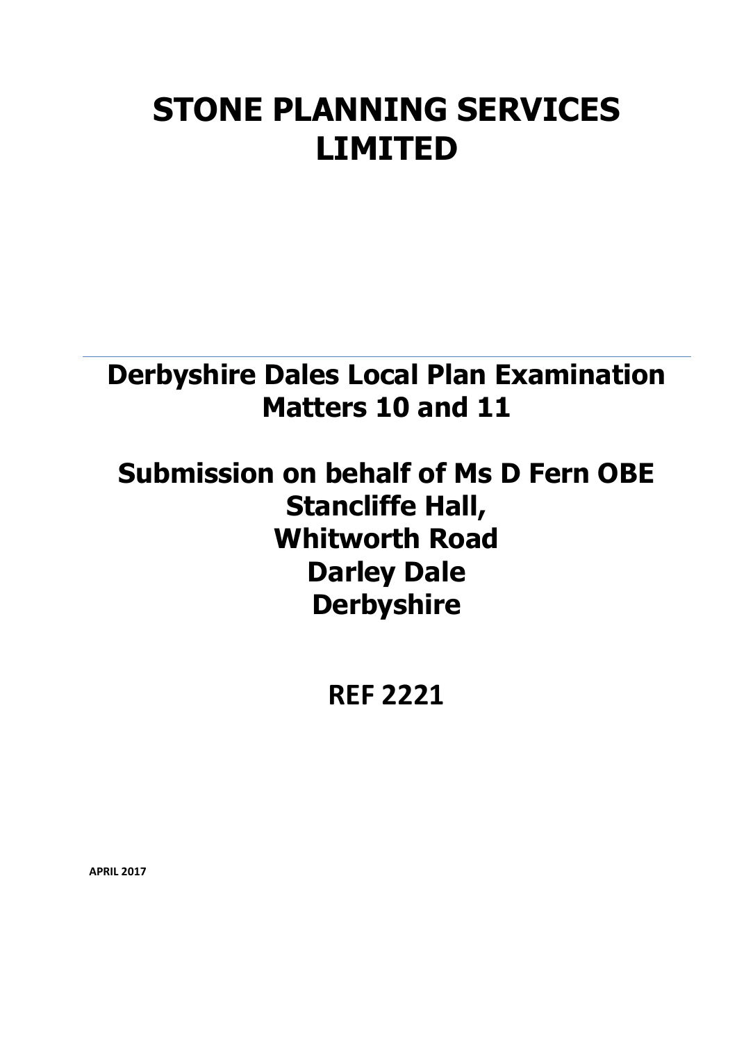# STONE PLANNING SERVICES LIMITED

---

## Derbyshire Dales Local Plan Examination Matters 10 and 11

## Submission on behalf of Ms D Fern OBE Stancliffe Hall, Whitworth Road Darley Dale Derbyshire

## REF 2221

**APRIL 2017**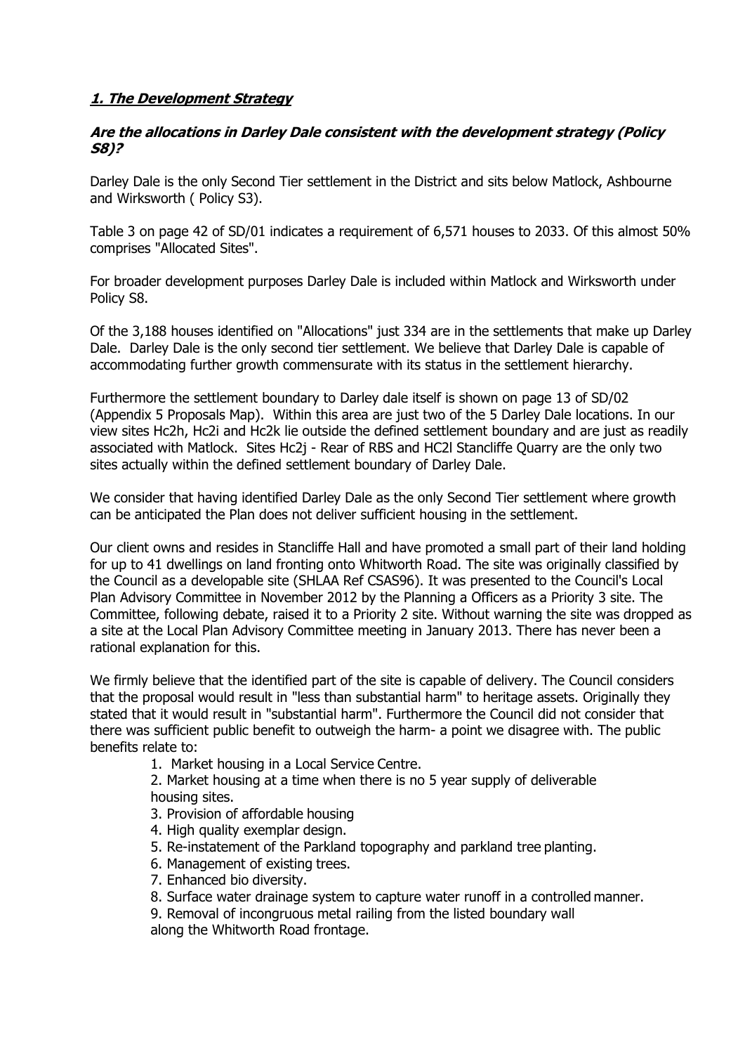## ***1. The Development Strategy***

### ***Are the allocations in Darley Dale consistent with the development strategy (Policy S8)?***

Darley Dale is the only Second Tier settlement in the District and sits below Matlock, Ashbourne and Wirksworth ( Policy S3).

Table 3 on page 42 of SD/01 indicates a requirement of 6,571 houses to 2033. Of this almost 50% comprises "Allocated Sites".

For broader development purposes Darley Dale is included within Matlock and Wirksworth under Policy S8.

Of the 3,188 houses identified on "Allocations" just 334 are in the settlements that make up Darley Dale. Darley Dale is the only second tier settlement. We believe that Darley Dale is capable of accommodating further growth commensurate with its status in the settlement hierarchy.

Furthermore the settlement boundary to Darley dale itself is shown on page 13 of SD/02 (Appendix 5 Proposals Map). Within this area are just two of the 5 Darley Dale locations. In our view sites Hc2h, Hc2i and Hc2k lie outside the defined settlement boundary and are just as readily associated with Matlock. Sites Hc2j - Rear of RBS and HC2l Stancliffe Quarry are the only two sites actually within the defined settlement boundary of Darley Dale.

We consider that having identified Darley Dale as the only Second Tier settlement where growth can be anticipated the Plan does not deliver sufficient housing in the settlement.

Our client owns and resides in Stancliffe Hall and have promoted a small part of their land holding for up to 41 dwellings on land fronting onto Whitworth Road. The site was originally classified by the Council as a developable site (SHLAA Ref CSAS96). It was presented to the Council's Local Plan Advisory Committee in November 2012 by the Planning a Officers as a Priority 3 site. The Committee, following debate, raised it to a Priority 2 site. Without warning the site was dropped as a site at the Local Plan Advisory Committee meeting in January 2013. There has never been a rational explanation for this.

We firmly believe that the identified part of the site is capable of delivery. The Council considers that the proposal would result in "less than substantial harm" to heritage assets. Originally they stated that it would result in "substantial harm". Furthermore the Council did not consider that there was sufficient public benefit to outweigh the harm- a point we disagree with. The public benefits relate to:

1. Market housing in a Local Service Centre.
2. Market housing at a time when there is no 5 year supply of deliverable housing sites.
3. Provision of affordable housing
4. High quality exemplar design.
5. Re-instatement of the Parkland topography and parkland tree planting.
6. Management of existing trees.
7. Enhanced bio diversity.
8. Surface water drainage system to capture water runoff in a controlled manner.
9. Removal of incongruous metal railing from the listed boundary wall along the Whitworth Road frontage.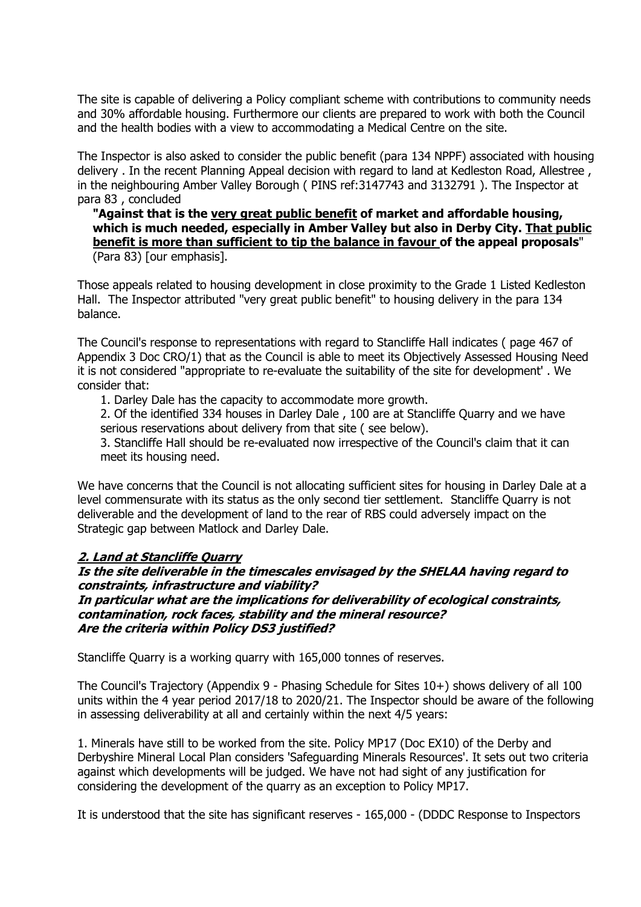The site is capable of delivering a Policy compliant scheme with contributions to community needs and 30% affordable housing. Furthermore our clients are prepared to work with both the Council and the health bodies with a view to accommodating a Medical Centre on the site.

The Inspector is also asked to consider the public benefit (para 134 NPPF) associated with housing delivery . In the recent Planning Appeal decision with regard to land at Kedleston Road, Allestree , in the neighbouring Amber Valley Borough ( PINS ref:3147743 and 3132791 ). The Inspector at para 83 , concluded

> **"Against that is the <u>very great public benefit</u> of market and affordable housing, which is much needed, especially in Amber Valley but also in Derby City. <u>That public benefit is more than sufficient to tip the balance in favour</u> of the appeal proposals"** (Para 83) [our emphasis].

Those appeals related to housing development in close proximity to the Grade 1 Listed Kedleston Hall. The Inspector attributed "very great public benefit" to housing delivery in the para 134 balance.

The Council's response to representations with regard to Stancliffe Hall indicates ( page 467 of Appendix 3 Doc CRO/1) that as the Council is able to meet its Objectively Assessed Housing Need it is not considered "appropriate to re-evaluate the suitability of the site for development' . We consider that:

1. Darley Dale has the capacity to accommodate more growth.
2. Of the identified 334 houses in Darley Dale , 100 are at Stancliffe Quarry and we have serious reservations about delivery from that site ( see below).
3. Stancliffe Hall should be re-evaluated now irrespective of the Council's claim that it can meet its housing need.

We have concerns that the Council is not allocating sufficient sites for housing in Darley Dale at a level commensurate with its status as the only second tier settlement. Stancliffe Quarry is not deliverable and the development of land to the rear of RBS could adversely impact on the Strategic gap between Matlock and Darley Dale.

## ***<u>2. Land at Stancliffe Quarry</u>***

***Is the site deliverable in the timescales envisaged by the SHELAA having regard to constraints, infrastructure and viability?***
***In particular what are the implications for deliverability of ecological constraints, contamination, rock faces, stability and the mineral resource?***
***Are the criteria within Policy DS3 justified?***

Stancliffe Quarry is a working quarry with 165,000 tonnes of reserves.

The Council's Trajectory (Appendix 9 - Phasing Schedule for Sites 10+) shows delivery of all 100 units within the 4 year period 2017/18 to 2020/21. The Inspector should be aware of the following in assessing deliverability at all and certainly within the next 4/5 years:

1. Minerals have still to be worked from the site. Policy MP17 (Doc EX10) of the Derby and Derbyshire Mineral Local Plan considers 'Safeguarding Minerals Resources'. It sets out two criteria against which developments will be judged. We have not had sight of any justification for considering the development of the quarry as an exception to Policy MP17.

It is understood that the site has significant reserves - 165,000 - (DDDC Response to Inspectors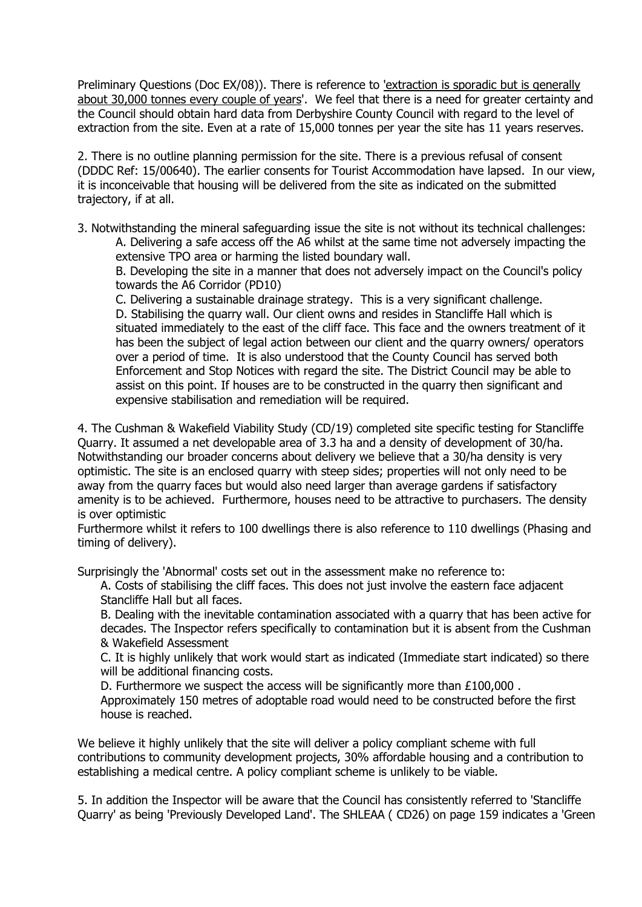Preliminary Questions (Doc EX/08)). There is reference to 'extraction is sporadic but is generally about 30,000 tonnes every couple of years'. We feel that there is a need for greater certainty and the Council should obtain hard data from Derbyshire County Council with regard to the level of extraction from the site. Even at a rate of 15,000 tonnes per year the site has 11 years reserves.

2. There is no outline planning permission for the site. There is a previous refusal of consent (DDDC Ref: 15/00640). The earlier consents for Tourist Accommodation have lapsed. In our view, it is inconceivable that housing will be delivered from the site as indicated on the submitted trajectory, if at all.

3. Notwithstanding the mineral safeguarding issue the site is not without its technical challenges:

   A. Delivering a safe access off the A6 whilst at the same time not adversely impacting the extensive TPO area or harming the listed boundary wall.

   B. Developing the site in a manner that does not adversely impact on the Council's policy towards the A6 Corridor (PD10)

   C. Delivering a sustainable drainage strategy. This is a very significant challenge.

   D. Stabilising the quarry wall. Our client owns and resides in Stancliffe Hall which is situated immediately to the east of the cliff face. This face and the owners treatment of it has been the subject of legal action between our client and the quarry owners/ operators over a period of time. It is also understood that the County Council has served both Enforcement and Stop Notices with regard the site. The District Council may be able to assist on this point. If houses are to be constructed in the quarry then significant and expensive stabilisation and remediation will be required.

4. The Cushman & Wakefield Viability Study (CD/19) completed site specific testing for Stancliffe Quarry. It assumed a net developable area of 3.3 ha and a density of development of 30/ha. Notwithstanding our broader concerns about delivery we believe that a 30/ha density is very optimistic. The site is an enclosed quarry with steep sides; properties will not only need to be away from the quarry faces but would also need larger than average gardens if satisfactory amenity is to be achieved. Furthermore, houses need to be attractive to purchasers. The density is over optimistic

Furthermore whilst it refers to 100 dwellings there is also reference to 110 dwellings (Phasing and timing of delivery).

Surprisingly the 'Abnormal' costs set out in the assessment make no reference to:

   A. Costs of stabilising the cliff faces. This does not just involve the eastern face adjacent Stancliffe Hall but all faces.

   B. Dealing with the inevitable contamination associated with a quarry that has been active for decades. The Inspector refers specifically to contamination but it is absent from the Cushman & Wakefield Assessment

   C. It is highly unlikely that work would start as indicated (Immediate start indicated) so there will be additional financing costs.

   D. Furthermore we suspect the access will be significantly more than £100,000 . Approximately 150 metres of adoptable road would need to be constructed before the first house is reached.

We believe it highly unlikely that the site will deliver a policy compliant scheme with full contributions to community development projects, 30% affordable housing and a contribution to establishing a medical centre. A policy compliant scheme is unlikely to be viable.

5. In addition the Inspector will be aware that the Council has consistently referred to 'Stancliffe Quarry' as being 'Previously Developed Land'. The SHLEAA ( CD26) on page 159 indicates a 'Green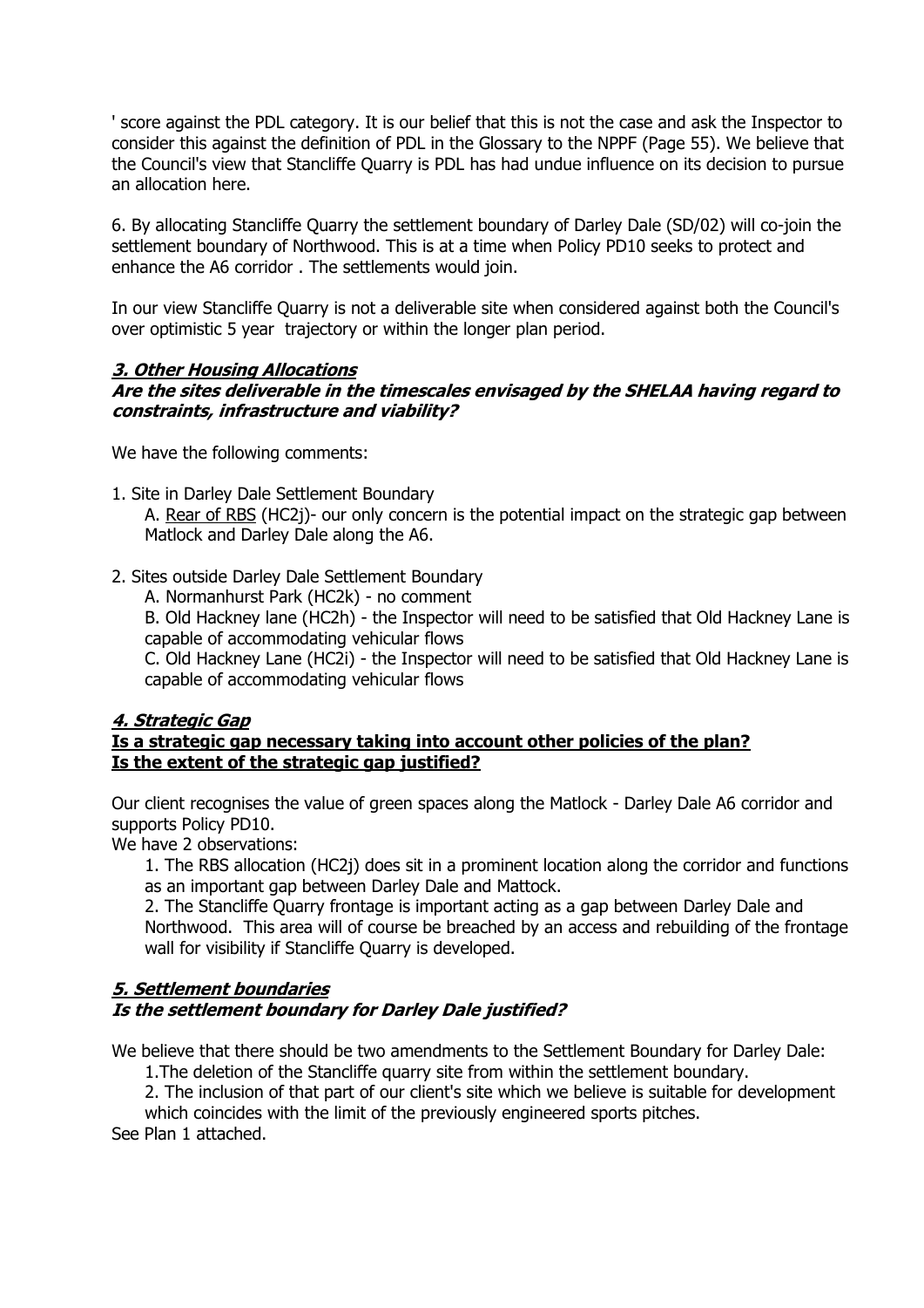' score against the PDL category. It is our belief that this is not the case and ask the Inspector to consider this against the definition of PDL in the Glossary to the NPPF (Page 55). We believe that the Council's view that Stancliffe Quarry is PDL has had undue influence on its decision to pursue an allocation here.

6. By allocating Stancliffe Quarry the settlement boundary of Darley Dale (SD/02) will co-join the settlement boundary of Northwood. This is at a time when Policy PD10 seeks to protect and enhance the A6 corridor . The settlements would join.

In our view Stancliffe Quarry is not a deliverable site when considered against both the Council's over optimistic 5 year trajectory or within the longer plan period.

### ***3. Other Housing Allocations***

***Are the sites deliverable in the timescales envisaged by the SHELAA having regard to constraints, infrastructure and viability?***

We have the following comments:

1. Site in Darley Dale Settlement Boundary
   A. Rear of RBS (HC2j)- our only concern is the potential impact on the strategic gap between Matlock and Darley Dale along the A6.

2. Sites outside Darley Dale Settlement Boundary
   A. Normanhurst Park (HC2k) - no comment
   B. Old Hackney lane (HC2h) - the Inspector will need to be satisfied that Old Hackney Lane is capable of accommodating vehicular flows
   C. Old Hackney Lane (HC2i) - the Inspector will need to be satisfied that Old Hackney Lane is capable of accommodating vehicular flows

### ***4. Strategic Gap***

**Is a strategic gap necessary taking into account other policies of the plan?**
**Is the extent of the strategic gap justified?**

Our client recognises the value of green spaces along the Matlock - Darley Dale A6 corridor and supports Policy PD10.

We have 2 observations:

1. The RBS allocation (HC2j) does sit in a prominent location along the corridor and functions as an important gap between Darley Dale and Mattock.
2. The Stancliffe Quarry frontage is important acting as a gap between Darley Dale and Northwood. This area will of course be breached by an access and rebuilding of the frontage wall for visibility if Stancliffe Quarry is developed.

### ***5. Settlement boundaries***

***Is the settlement boundary for Darley Dale justified?***

We believe that there should be two amendments to the Settlement Boundary for Darley Dale:

1. The deletion of the Stancliffe quarry site from within the settlement boundary.
2. The inclusion of that part of our client's site which we believe is suitable for development which coincides with the limit of the previously engineered sports pitches.

See Plan 1 attached.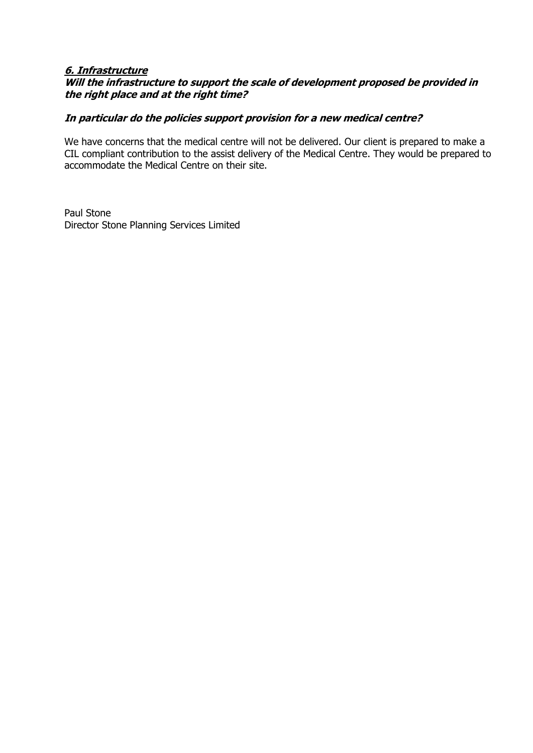## ***6. Infrastructure***

***Will the infrastructure to support the scale of development proposed be provided in the right place and at the right time?***

***In particular do the policies support provision for a new medical centre?***

We have concerns that the medical centre will not be delivered. Our client is prepared to make a CIL compliant contribution to the assist delivery of the Medical Centre. They would be prepared to accommodate the Medical Centre on their site.

Paul Stone
Director Stone Planning Services Limited